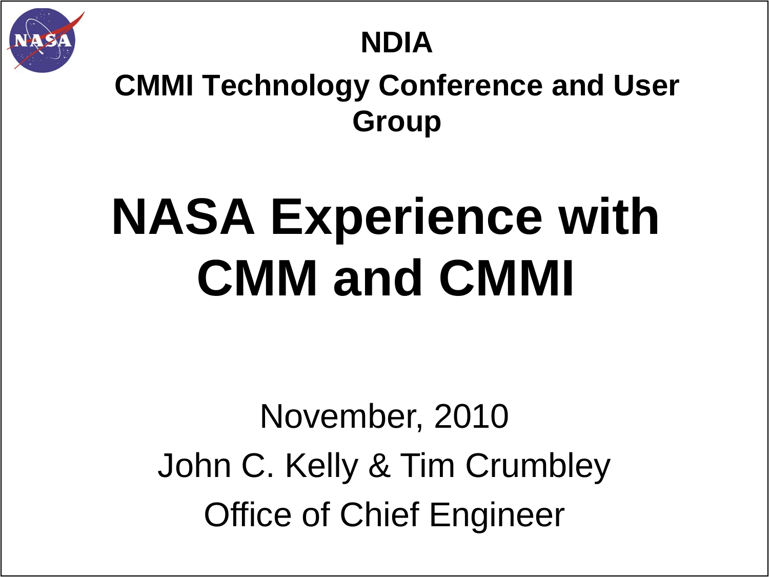**NDIA**

**CMMI Technology Conference and User Group**

# NASA Experience with CMM and CMMI

November, 2010

John C. Kelly & Tim Crumbley

Office of Chief Engineer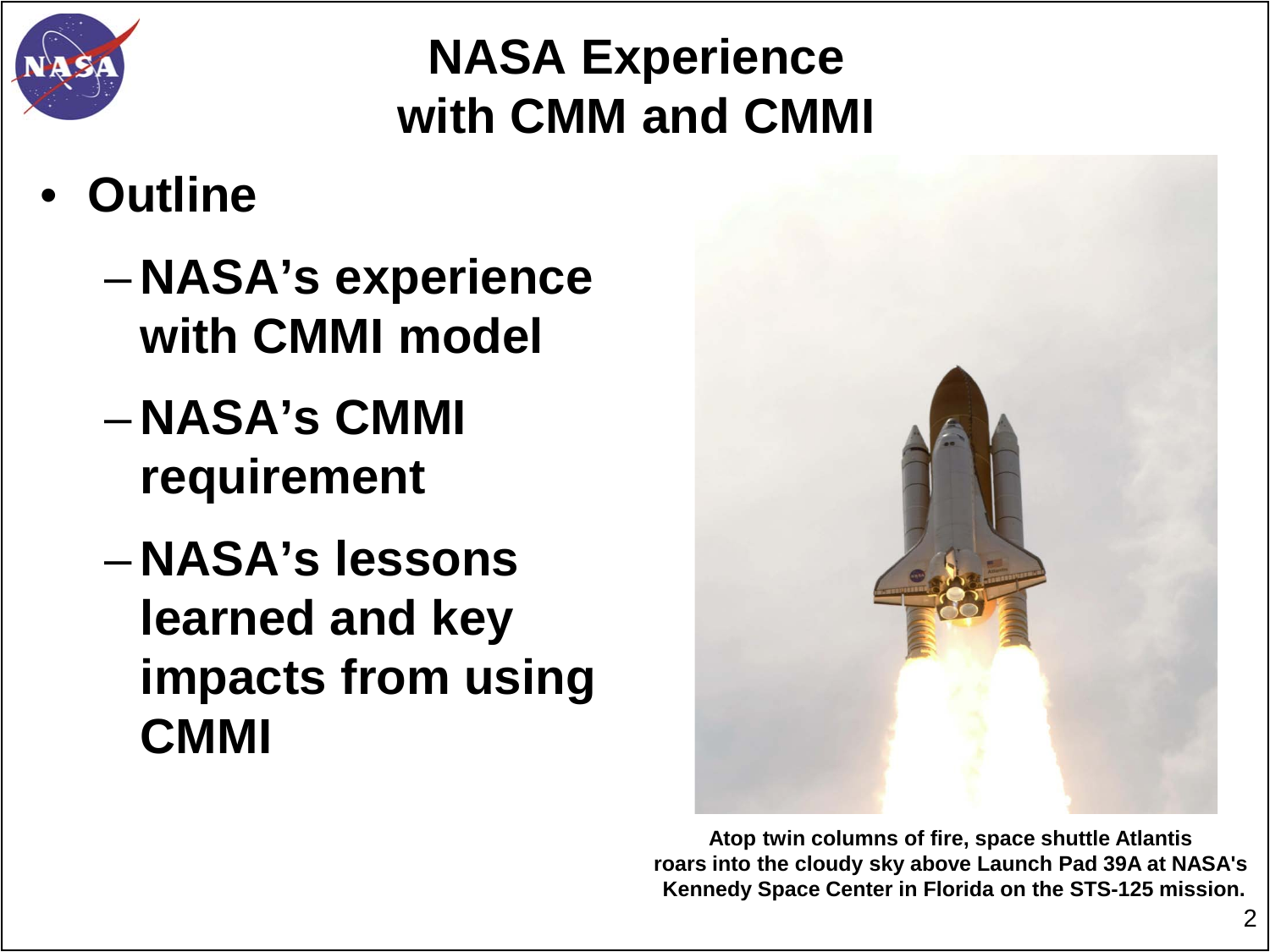# NASA Experience with CMM and CMMI

- **Outline**
  - NASA's experience with CMMI model
  - NASA's CMMI requirement
  - NASA's lessons learned and key impacts from using CMMI

Atop twin columns of fire, space shuttle Atlantis roars into the cloudy sky above Launch Pad 39A at NASA's Kennedy Space Center in Florida on the STS-125 mission.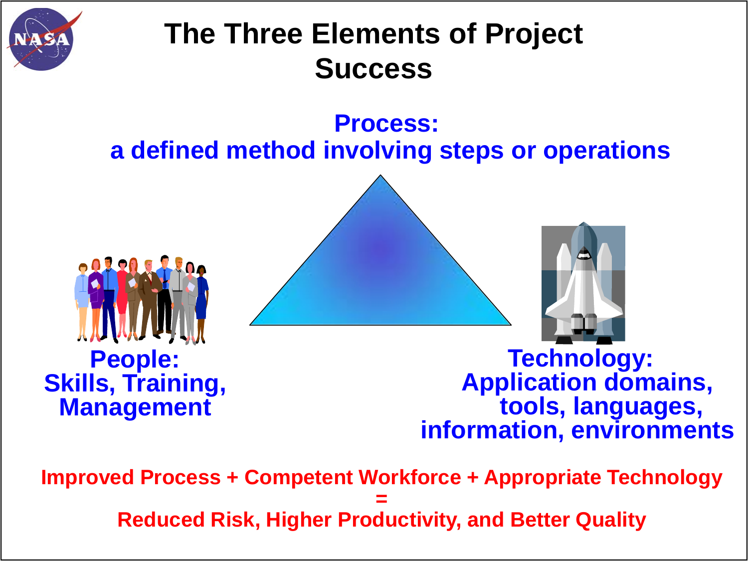# The Three Elements of Project Success

**Process:**
**a defined method involving steps or operations**

**People:**
**Skills, Training, Management**

**Technology:**
**Application domains, tools, languages, information, environments**

**Improved Process + Competent Workforce + Appropriate Technology**
**=**
**Reduced Risk, Higher Productivity, and Better Quality**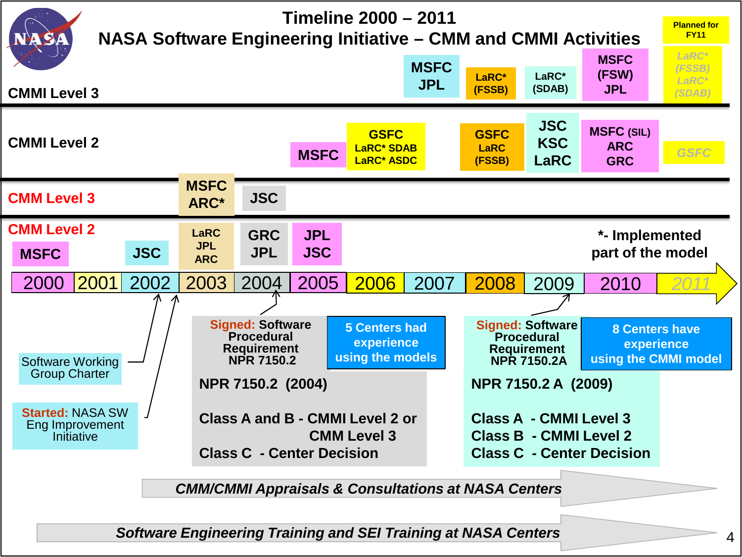# Timeline 2000 – 2011

## NASA Software Engineering Initiative – CMM and CMMI Activities

Planned for FY11

| Level | 2000 | 2001 | 2002 | 2003 | 2004 | 2005 | 2006 | 2007 | 2008 | 2009 | 2010 | 2011 (Planned for FY11) |
|---|---|---|---|---|---|---|---|---|---|---|---|---|
| CMMI Level 3 | | | | | | | | MSFC JPL | LaRC* (FSSB) | LaRC* (SDAB) | MSFC (FSW) JPL | LaRC* (FSSB) LaRC* (SDAB) |
| CMMI Level 2 | | | | | | MSFC | GSFC LaRC* SDAB LaRC* ASDC | | GSFC LaRC (FSSB) | JSC KSC LaRC | MSFC (SIL) ARC GRC | GSFC |
| CMM Level 3 | | | | MSFC ARC* | JSC | | | | | | | |
| CMM Level 2 | MSFC | | JSC | LaRC JPL ARC | GRC JPL | JPL JSC | | | | | | |

*- Implemented part of the model

- 2002: Software Working Group Charter
- 2002/2003: **Started:** NASA SW Eng Improvement Initiative
- 2004: **Signed:** Software Procedural Requirement NPR 7150.2
- 2009: **Signed:** Software Procedural Requirement NPR 7150.2A

**5 Centers had experience using the models**

**NPR 7150.2 (2004)**

**Class A and B - CMMI Level 2 or CMM Level 3**
**Class C - Center Decision**

**8 Centers have experience using the CMMI model**

**NPR 7150.2 A (2009)**

**Class A - CMMI Level 3**
**Class B - CMMI Level 2**
**Class C - Center Decision**

*CMM/CMMI Appraisals & Consultations at NASA Centers*

*Software Engineering Training and SEI Training at NASA Centers*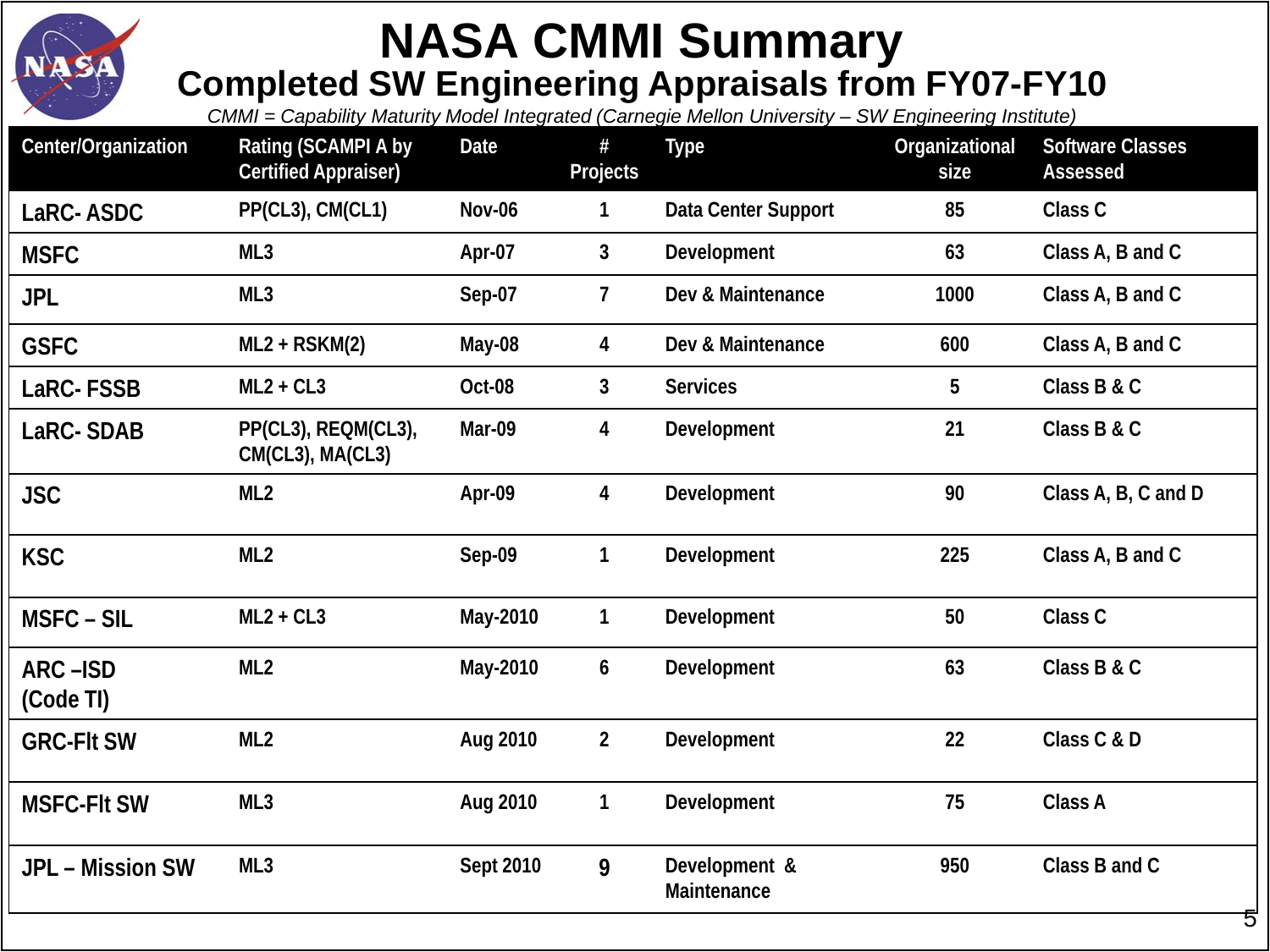# NASA CMMI Summary

## Completed SW Engineering Appraisals from FY07-FY10

*CMMI = Capability Maturity Model Integrated (Carnegie Mellon University – SW Engineering Institute)*

| Center/Organization | Rating (SCAMPI A by Certified Appraiser) | Date | # Projects | Type | Organizational size | Software Classes Assessed |
|---|---|---|---|---|---|---|
| LaRC- ASDC | PP(CL3), CM(CL1) | Nov-06 | 1 | Data Center Support | 85 | Class C |
| MSFC | ML3 | Apr-07 | 3 | Development | 63 | Class A, B and C |
| JPL | ML3 | Sep-07 | 7 | Dev & Maintenance | 1000 | Class A, B and C |
| GSFC | ML2 + RSKM(2) | May-08 | 4 | Dev & Maintenance | 600 | Class A, B and C |
| LaRC- FSSB | ML2 + CL3 | Oct-08 | 3 | Services | 5 | Class B & C |
| LaRC- SDAB | PP(CL3), REQM(CL3), CM(CL3), MA(CL3) | Mar-09 | 4 | Development | 21 | Class B & C |
| JSC | ML2 | Apr-09 | 4 | Development | 90 | Class A, B, C and D |
| KSC | ML2 | Sep-09 | 1 | Development | 225 | Class A, B and C |
| MSFC – SIL | ML2 + CL3 | May-2010 | 1 | Development | 50 | Class C |
| ARC –ISD (Code TI) | ML2 | May-2010 | 6 | Development | 63 | Class B & C |
| GRC-Flt SW | ML2 | Aug 2010 | 2 | Development | 22 | Class C & D |
| MSFC-Flt SW | ML3 | Aug 2010 | 1 | Development | 75 | Class A |
| JPL – Mission SW | ML3 | Sept 2010 | 9 | Development & Maintenance | 950 | Class B and C |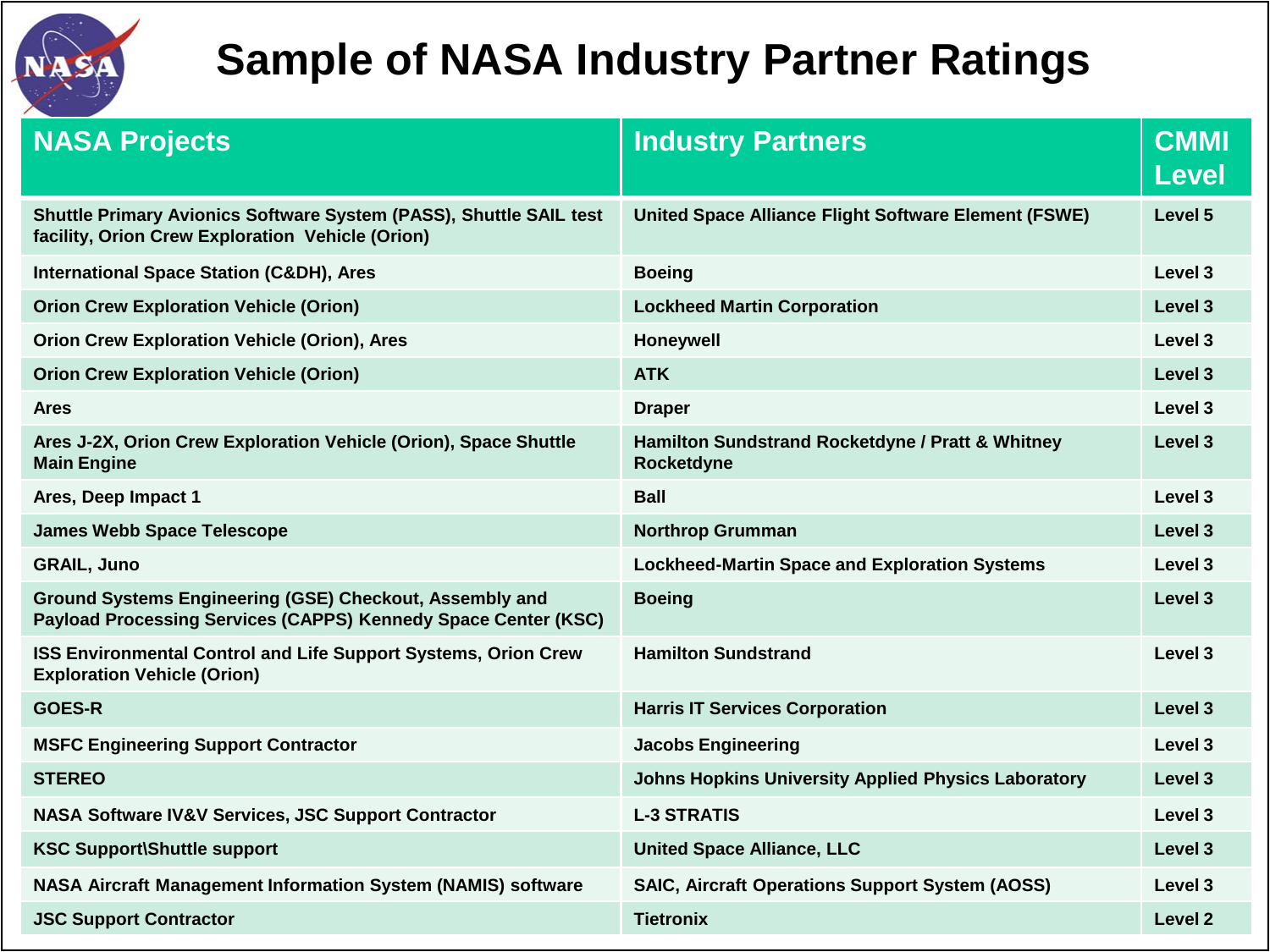# Sample of NASA Industry Partner Ratings

| NASA Projects | Industry Partners | CMMI Level |
|---|---|---|
| Shuttle Primary Avionics Software System (PASS), Shuttle SAIL test facility, Orion Crew Exploration Vehicle (Orion) | United Space Alliance Flight Software Element (FSWE) | Level 5 |
| International Space Station (C&DH), Ares | Boeing | Level 3 |
| Orion Crew Exploration Vehicle (Orion) | Lockheed Martin Corporation | Level 3 |
| Orion Crew Exploration Vehicle (Orion), Ares | Honeywell | Level 3 |
| Orion Crew Exploration Vehicle (Orion) | ATK | Level 3 |
| Ares | Draper | Level 3 |
| Ares J-2X, Orion Crew Exploration Vehicle (Orion), Space Shuttle Main Engine | Hamilton Sundstrand Rocketdyne / Pratt & Whitney Rocketdyne | Level 3 |
| Ares, Deep Impact 1 | Ball | Level 3 |
| James Webb Space Telescope | Northrop Grumman | Level 3 |
| GRAIL, Juno | Lockheed-Martin Space and Exploration Systems | Level 3 |
| Ground Systems Engineering (GSE) Checkout, Assembly and Payload Processing Services (CAPPS) Kennedy Space Center (KSC) | Boeing | Level 3 |
| ISS Environmental Control and Life Support Systems, Orion Crew Exploration Vehicle (Orion) | Hamilton Sundstrand | Level 3 |
| GOES-R | Harris IT Services Corporation | Level 3 |
| MSFC Engineering Support Contractor | Jacobs Engineering | Level 3 |
| STEREO | Johns Hopkins University Applied Physics Laboratory | Level 3 |
| NASA Software IV&V Services, JSC Support Contractor | L-3 STRATIS | Level 3 |
| KSC Support\Shuttle support | United Space Alliance, LLC | Level 3 |
| NASA Aircraft Management Information System (NAMIS) software | SAIC, Aircraft Operations Support System (AOSS) | Level 3 |
| JSC Support Contractor | Tietronix | Level 2 |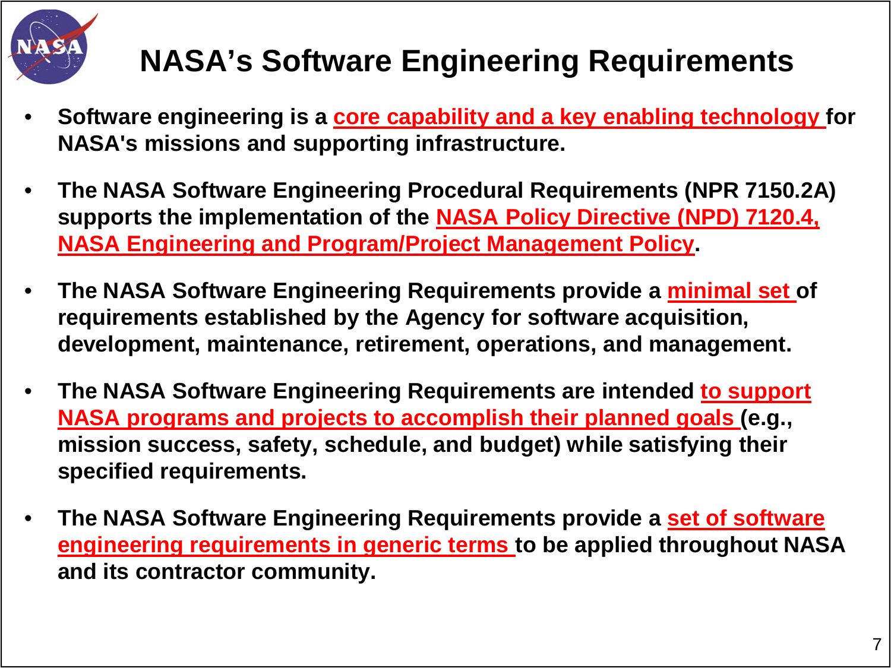# NASA's Software Engineering Requirements

- **Software engineering is a core capability and a key enabling technology for NASA's missions and supporting infrastructure.**
- **The NASA Software Engineering Procedural Requirements (NPR 7150.2A) supports the implementation of the NASA Policy Directive (NPD) 7120.4, NASA Engineering and Program/Project Management Policy.**
- **The NASA Software Engineering Requirements provide a minimal set of requirements established by the Agency for software acquisition, development, maintenance, retirement, operations, and management.**
- **The NASA Software Engineering Requirements are intended to support NASA programs and projects to accomplish their planned goals (e.g., mission success, safety, schedule, and budget) while satisfying their specified requirements.**
- **The NASA Software Engineering Requirements provide a set of software engineering requirements in generic terms to be applied throughout NASA and its contractor community.**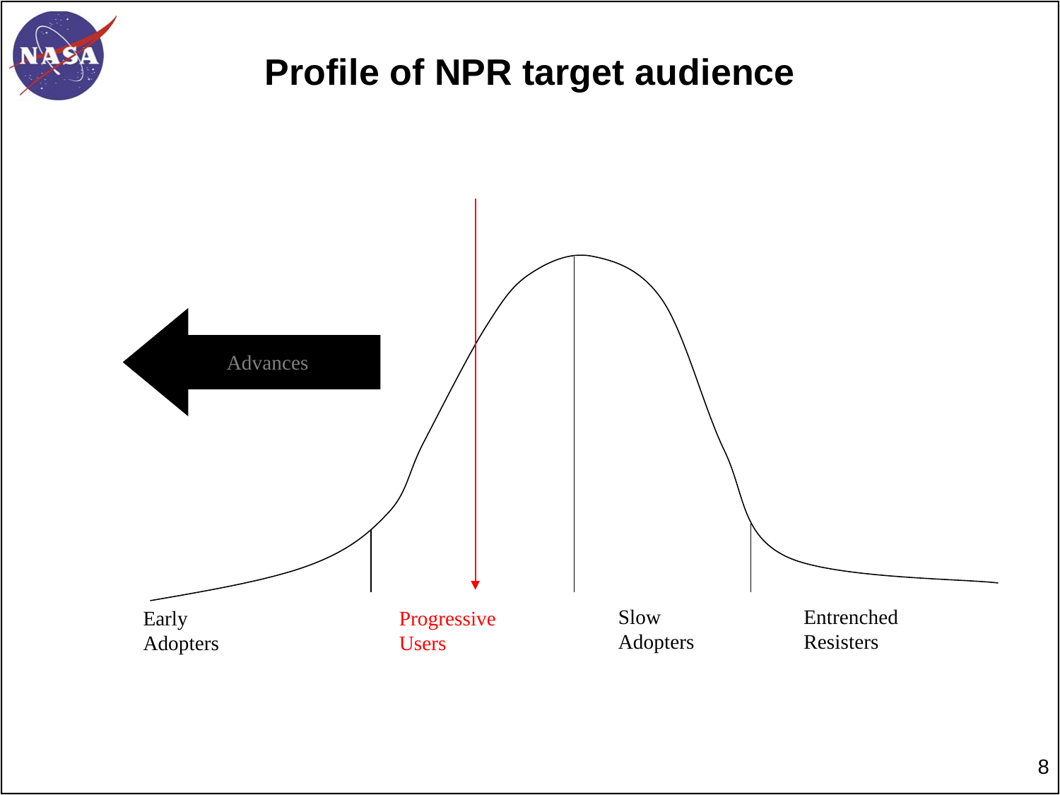# Profile of NPR target audience

Advances

Early Adopters

Progressive Users

Slow Adopters

Entrenched Resisters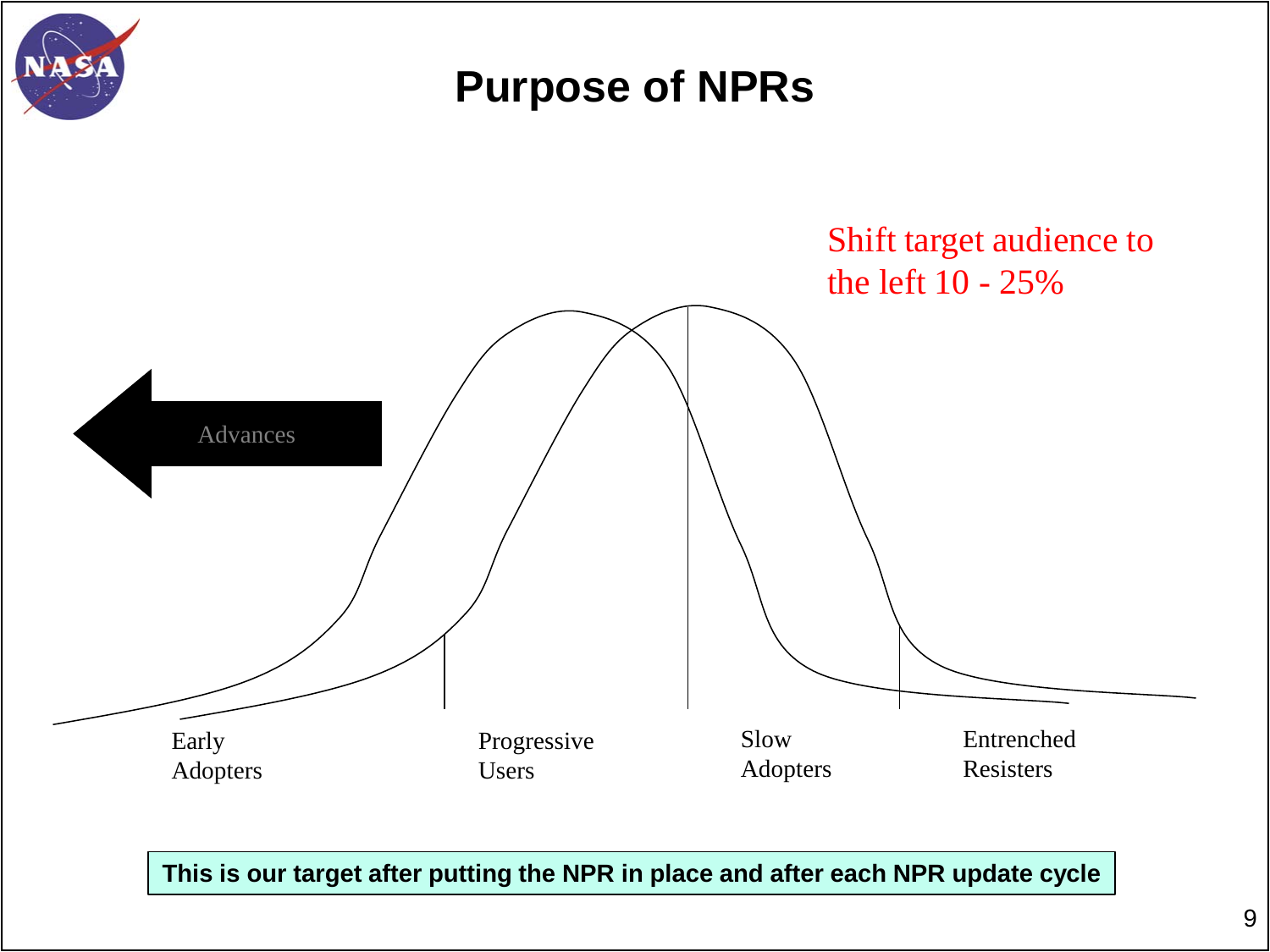# Purpose of NPRs

Shift target audience to the left 10 - 25%

Advances

Early Adopters

Progressive Users

Slow Adopters

Entrenched Resisters

**This is our target after putting the NPR in place and after each NPR update cycle**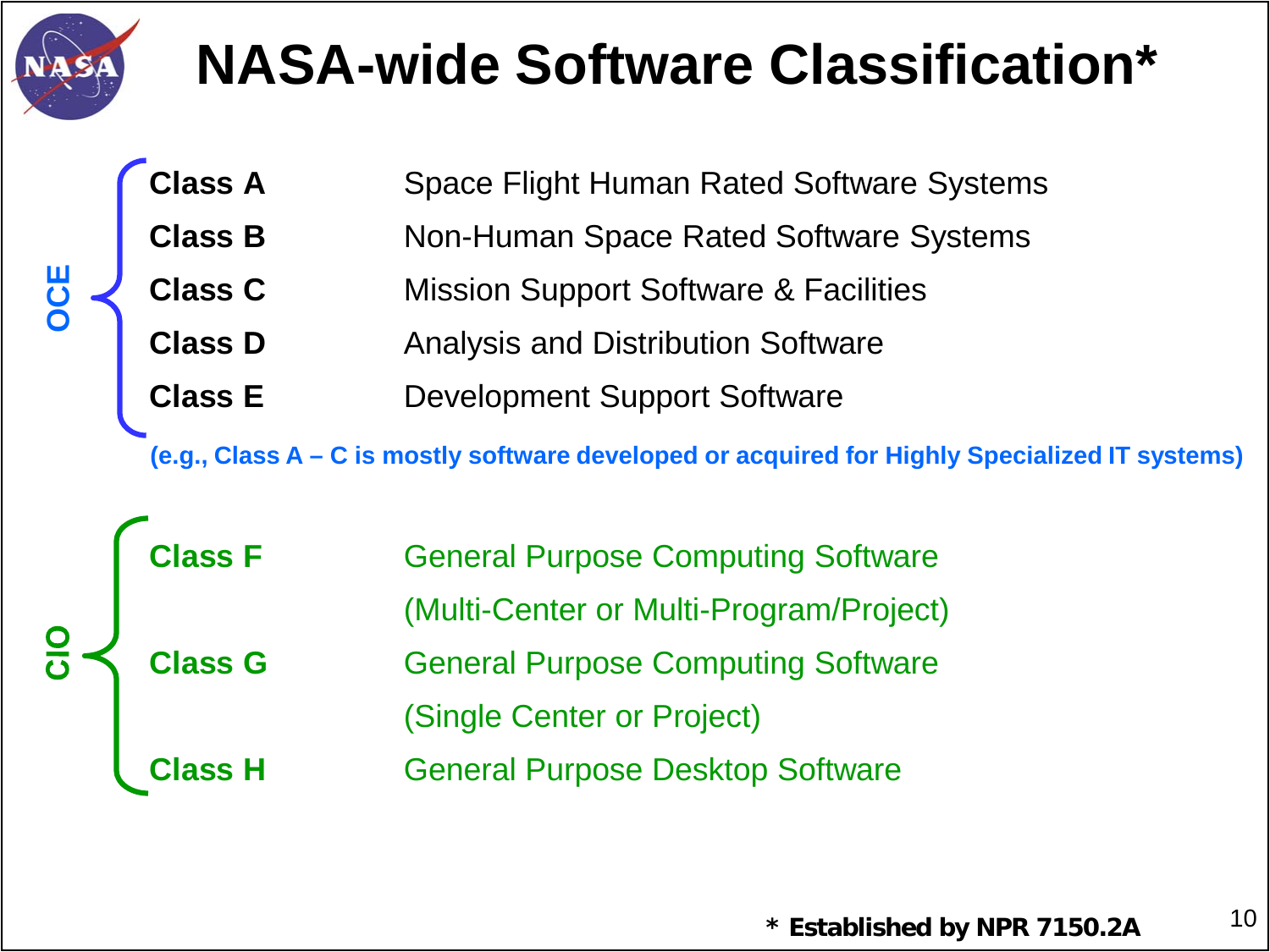# NASA-wide Software Classification*

**OCE**

| | |
|---|---|
| **Class A** | Space Flight Human Rated Software Systems |
| **Class B** | Non-Human Space Rated Software Systems |
| **Class C** | Mission Support Software & Facilities |
| **Class D** | Analysis and Distribution Software |
| **Class E** | Development Support Software |

**(e.g., Class A – C is mostly software developed or acquired for Highly Specialized IT systems)**

**CIO**

| | |
|---|---|
| **Class F** | General Purpose Computing Software (Multi-Center or Multi-Program/Project) |
| **Class G** | General Purpose Computing Software (Single Center or Project) |
| **Class H** | General Purpose Desktop Software |

**\* Established by NPR 7150.2A**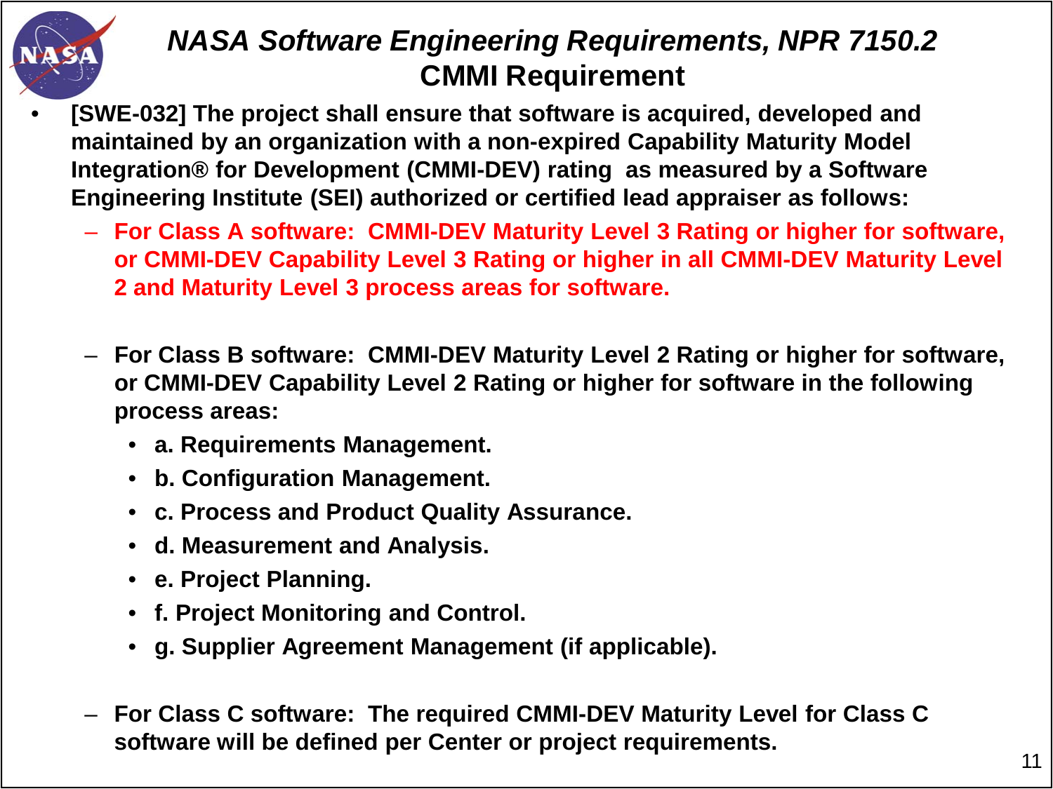# *NASA Software Engineering Requirements, NPR 7150.2*
## CMMI Requirement

- **[SWE-032] The project shall ensure that software is acquired, developed and maintained by an organization with a non-expired Capability Maturity Model Integration® for Development (CMMI-DEV) rating as measured by a Software Engineering Institute (SEI) authorized or certified lead appraiser as follows:**
  - **For Class A software: CMMI-DEV Maturity Level 3 Rating or higher for software, or CMMI-DEV Capability Level 3 Rating or higher in all CMMI-DEV Maturity Level 2 and Maturity Level 3 process areas for software.**
  - **For Class B software: CMMI-DEV Maturity Level 2 Rating or higher for software, or CMMI-DEV Capability Level 2 Rating or higher for software in the following process areas:**
    - **a. Requirements Management.**
    - **b. Configuration Management.**
    - **c. Process and Product Quality Assurance.**
    - **d. Measurement and Analysis.**
    - **e. Project Planning.**
    - **f. Project Monitoring and Control.**
    - **g. Supplier Agreement Management (if applicable).**
  - **For Class C software: The required CMMI-DEV Maturity Level for Class C software will be defined per Center or project requirements.**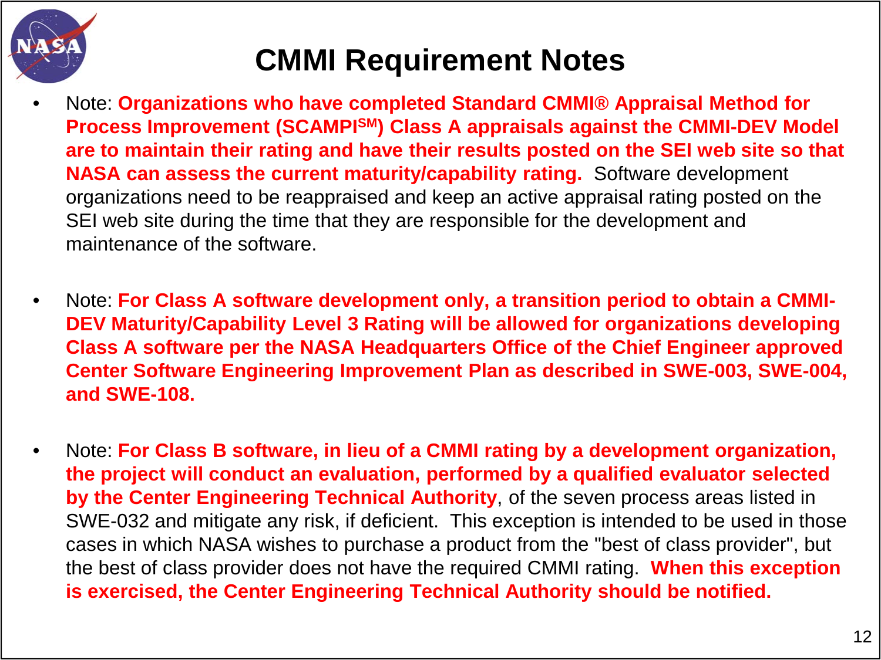# CMMI Requirement Notes

- Note: **Organizations who have completed Standard CMMI® Appraisal Method for Process Improvement (SCAMPI[SM]) Class A appraisals against the CMMI-DEV Model are to maintain their rating and have their results posted on the SEI web site so that NASA can assess the current maturity/capability rating.** Software development organizations need to be reappraised and keep an active appraisal rating posted on the SEI web site during the time that they are responsible for the development and maintenance of the software.

- Note: **For Class A software development only, a transition period to obtain a CMMI-DEV Maturity/Capability Level 3 Rating will be allowed for organizations developing Class A software per the NASA Headquarters Office of the Chief Engineer approved Center Software Engineering Improvement Plan as described in SWE-003, SWE-004, and SWE-108.**

- Note: **For Class B software, in lieu of a CMMI rating by a development organization, the project will conduct an evaluation, performed by a qualified evaluator selected by the Center Engineering Technical Authority**, of the seven process areas listed in SWE-032 and mitigate any risk, if deficient. This exception is intended to be used in those cases in which NASA wishes to purchase a product from the "best of class provider", but the best of class provider does not have the required CMMI rating. **When this exception is exercised, the Center Engineering Technical Authority should be notified.**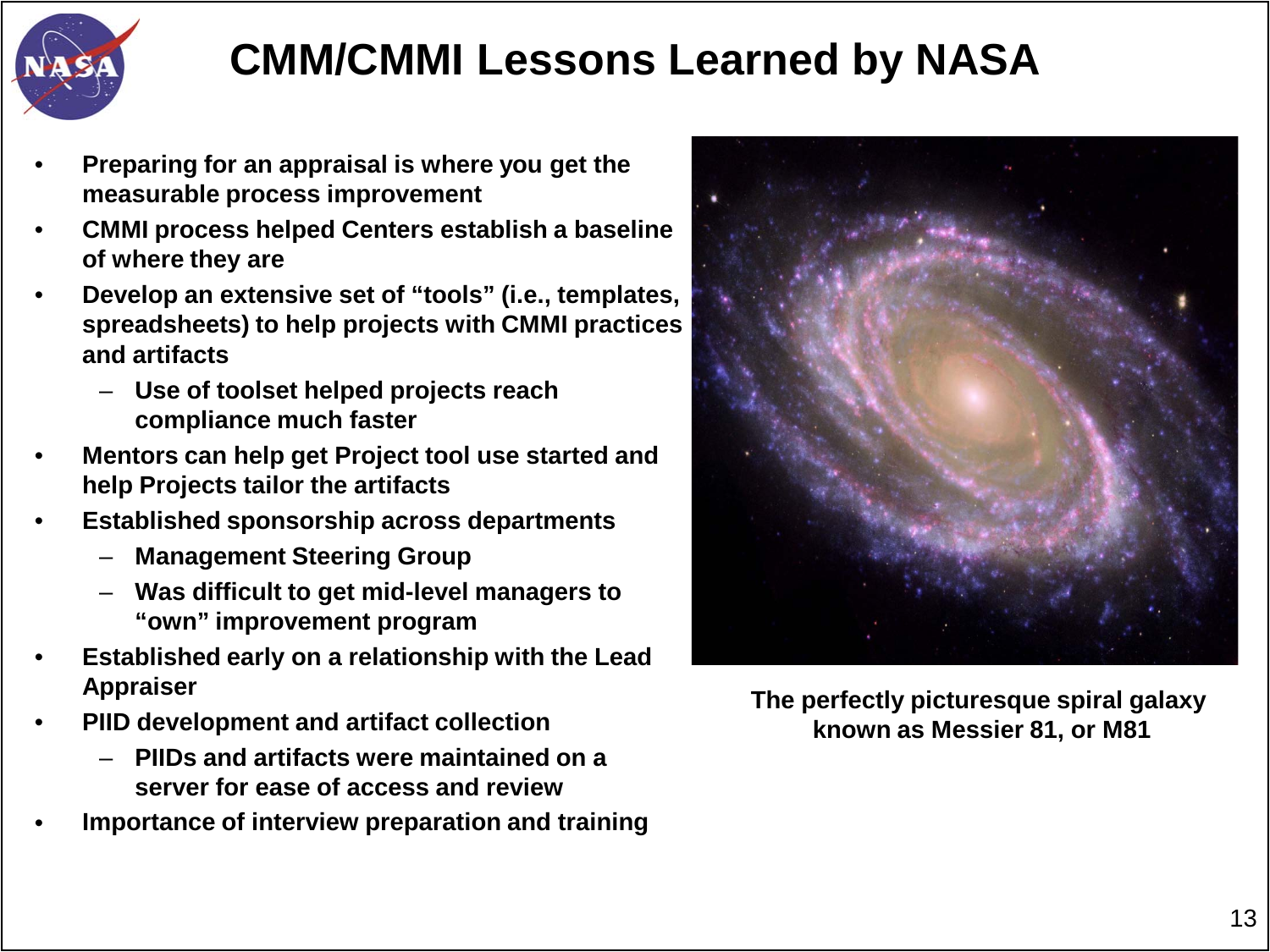# CMM/CMMI Lessons Learned by NASA

- Preparing for an appraisal is where you get the measurable process improvement
- CMMI process helped Centers establish a baseline of where they are
- Develop an extensive set of "tools" (i.e., templates, spreadsheets) to help projects with CMMI practices and artifacts
  - Use of toolset helped projects reach compliance much faster
- Mentors can help get Project tool use started and help Projects tailor the artifacts
- Established sponsorship across departments
  - Management Steering Group
  - Was difficult to get mid-level managers to "own" improvement program
- Established early on a relationship with the Lead Appraiser
- PIID development and artifact collection
  - PIIDs and artifacts were maintained on a server for ease of access and review
- Importance of interview preparation and training

The perfectly picturesque spiral galaxy known as Messier 81, or M81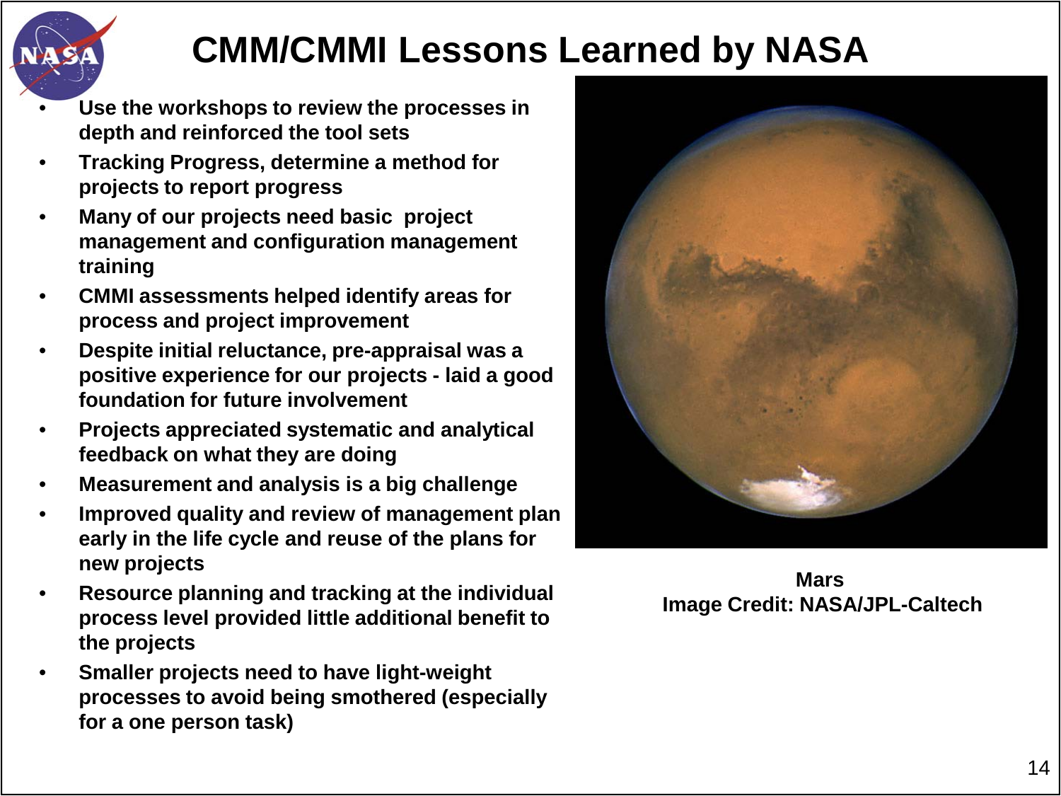# CMM/CMMI Lessons Learned by NASA

- Use the workshops to review the processes in depth and reinforced the tool sets
- Tracking Progress, determine a method for projects to report progress
- Many of our projects need basic project management and configuration management training
- CMMI assessments helped identify areas for process and project improvement
- Despite initial reluctance, pre-appraisal was a positive experience for our projects - laid a good foundation for future involvement
- Projects appreciated systematic and analytical feedback on what they are doing
- Measurement and analysis is a big challenge
- Improved quality and review of management plan early in the life cycle and reuse of the plans for new projects
- Resource planning and tracking at the individual process level provided little additional benefit to the projects
- Smaller projects need to have light-weight processes to avoid being smothered (especially for a one person task)

Mars
Image Credit: NASA/JPL-Caltech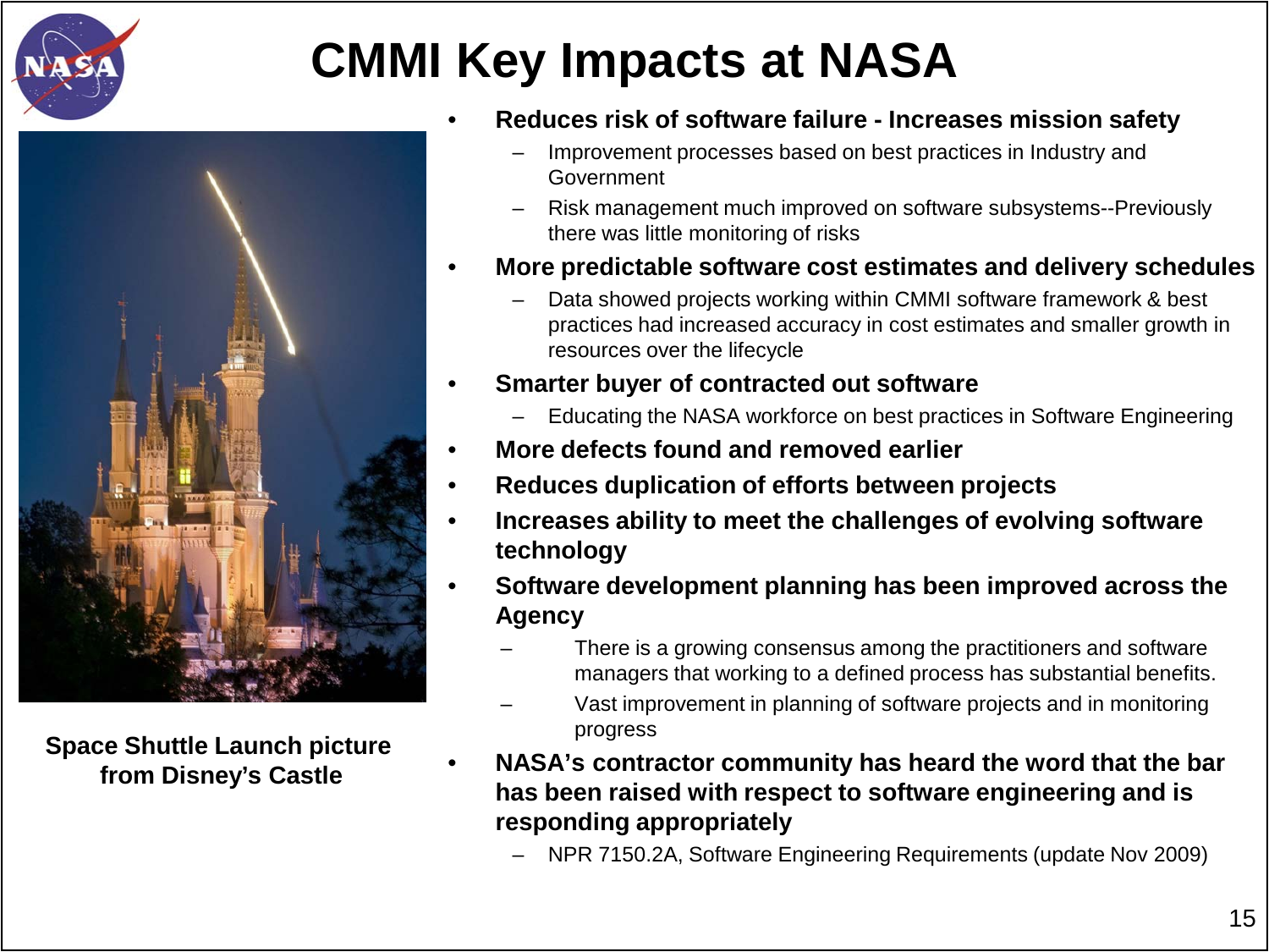# CMMI Key Impacts at NASA

Space Shuttle Launch picture from Disney's Castle

- **Reduces risk of software failure - Increases mission safety**
  - Improvement processes based on best practices in Industry and Government
  - Risk management much improved on software subsystems--Previously there was little monitoring of risks
- **More predictable software cost estimates and delivery schedules**
  - Data showed projects working within CMMI software framework & best practices had increased accuracy in cost estimates and smaller growth in resources over the lifecycle
- **Smarter buyer of contracted out software**
  - Educating the NASA workforce on best practices in Software Engineering
- **More defects found and removed earlier**
- **Reduces duplication of efforts between projects**
- **Increases ability to meet the challenges of evolving software technology**
- **Software development planning has been improved across the Agency**
  - There is a growing consensus among the practitioners and software managers that working to a defined process has substantial benefits.
  - Vast improvement in planning of software projects and in monitoring progress
- **NASA's contractor community has heard the word that the bar has been raised with respect to software engineering and is responding appropriately**
  - NPR 7150.2A, Software Engineering Requirements (update Nov 2009)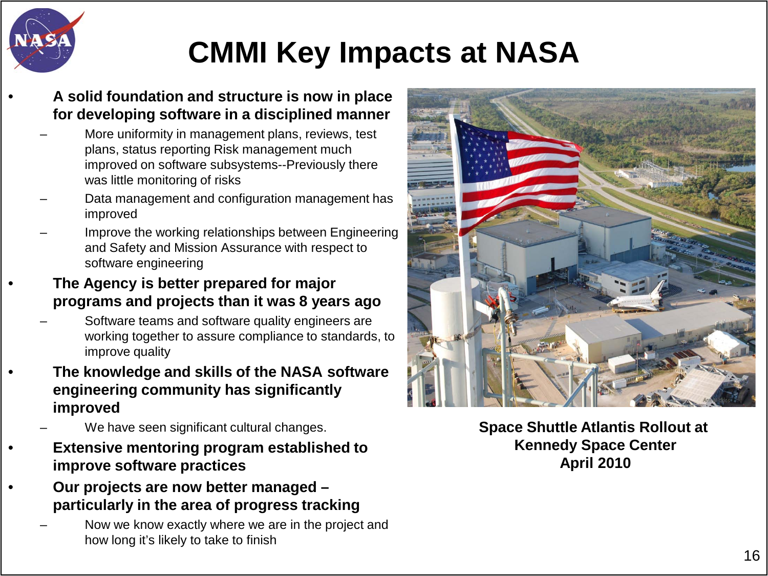# CMMI Key Impacts at NASA

- **A solid foundation and structure is now in place for developing software in a disciplined manner**
  - More uniformity in management plans, reviews, test plans, status reporting Risk management much improved on software subsystems--Previously there was little monitoring of risks
  - Data management and configuration management has improved
  - Improve the working relationships between Engineering and Safety and Mission Assurance with respect to software engineering
- **The Agency is better prepared for major programs and projects than it was 8 years ago**
  - Software teams and software quality engineers are working together to assure compliance to standards, to improve quality
- **The knowledge and skills of the NASA software engineering community has significantly improved**
  - We have seen significant cultural changes.
- **Extensive mentoring program established to improve software practices**
- **Our projects are now better managed – particularly in the area of progress tracking**
  - Now we know exactly where we are in the project and how long it's likely to take to finish

**Space Shuttle Atlantis Rollout at Kennedy Space Center April 2010**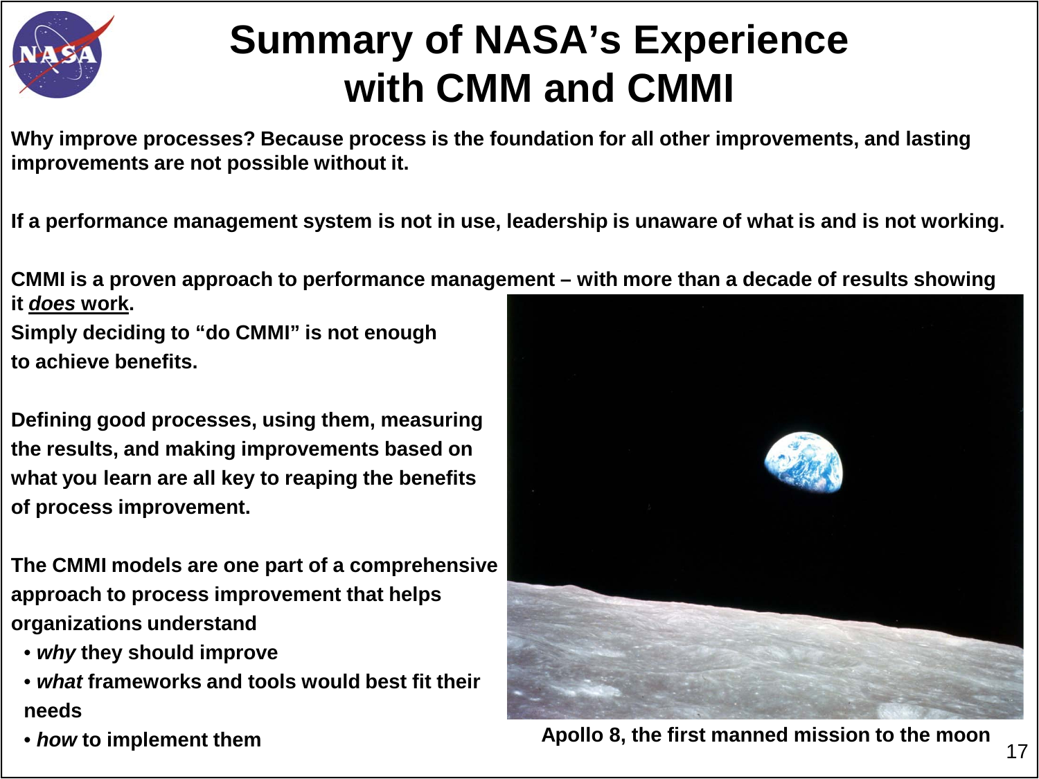# Summary of NASA's Experience with CMM and CMMI

**Why improve processes? Because process is the foundation for all other improvements, and lasting improvements are not possible without it.**

**If a performance management system is not in use, leadership is unaware of what is and is not working.**

**CMMI is a proven approach to performance management – with more than a decade of results showing it *does* work.**

**Simply deciding to "do CMMI" is not enough to achieve benefits.**

**Defining good processes, using them, measuring the results, and making improvements based on what you learn are all key to reaping the benefits of process improvement.**

**The CMMI models are one part of a comprehensive approach to process improvement that helps organizations understand**

- ***why* they should improve**
- ***what* frameworks and tools would best fit their needs**
- ***how* to implement them**

**Apollo 8, the first manned mission to the moon**